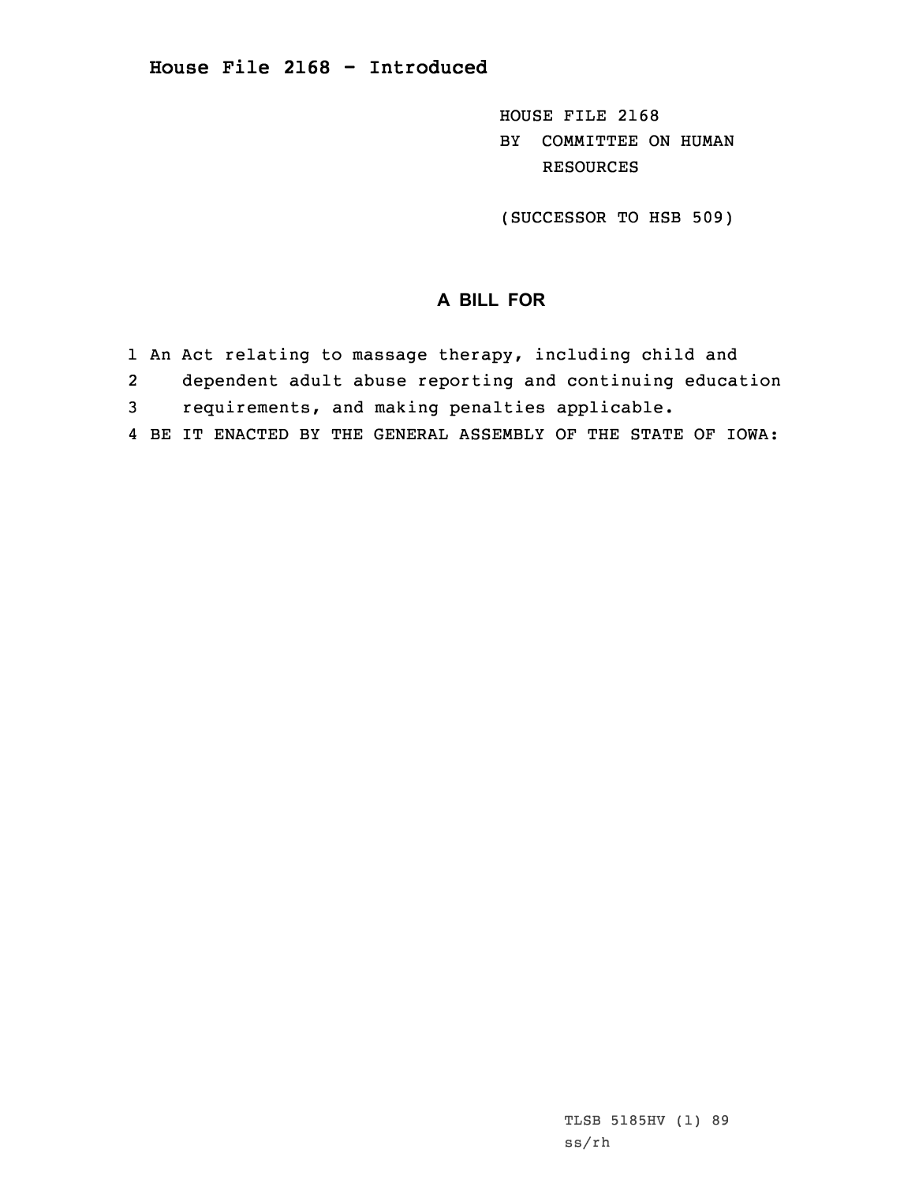# House File 2168 - Introduced

HOUSE FILE 2168
BY COMMITTEE ON HUMAN RESOURCES

(SUCCESSOR TO HSB 509)

## A BILL FOR

1 An Act relating to massage therapy, including child and
2 dependent adult abuse reporting and continuing education
3 requirements, and making penalties applicable.
4 BE IT ENACTED BY THE GENERAL ASSEMBLY OF THE STATE OF IOWA:

TLSB 5185HV (1) 89
ss/rh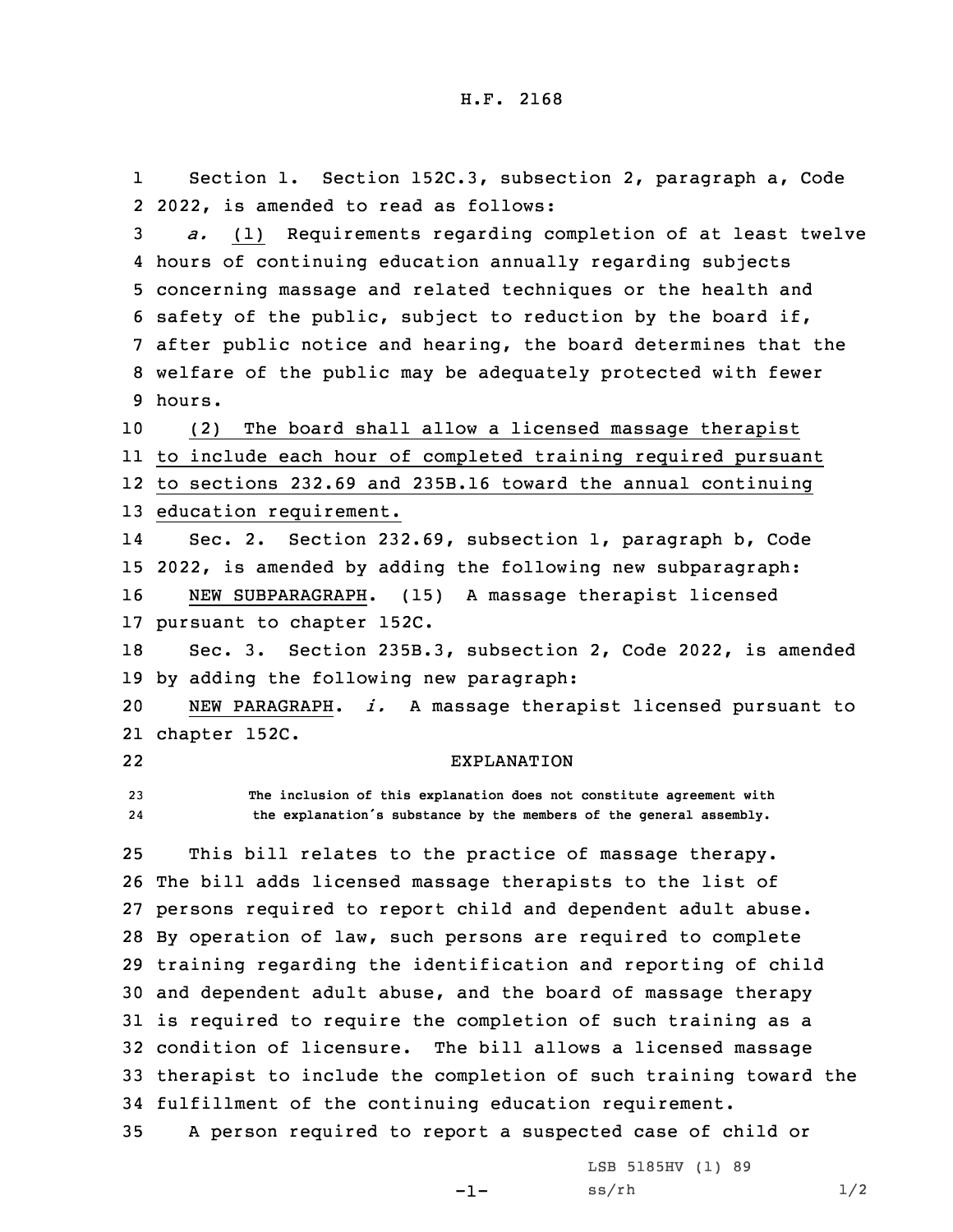H.F. 2168

Section 1. Section 152C.3, subsection 2, paragraph a, Code 2022, is amended to read as follows:

*a.* (1) Requirements regarding completion of at least twelve hours of continuing education annually regarding subjects concerning massage and related techniques or the health and safety of the public, subject to reduction by the board if, after public notice and hearing, the board determines that the welfare of the public may be adequately protected with fewer hours.

(2) The board shall allow a licensed massage therapist to include each hour of completed training required pursuant to sections 232.69 and 235B.16 toward the annual continuing education requirement.

Sec. 2. Section 232.69, subsection 1, paragraph b, Code 2022, is amended by adding the following new subparagraph:

NEW SUBPARAGRAPH. (15) A massage therapist licensed pursuant to chapter 152C.

Sec. 3. Section 235B.3, subsection 2, Code 2022, is amended by adding the following new paragraph:

NEW PARAGRAPH. *i.* A massage therapist licensed pursuant to chapter 152C.

EXPLANATION

**The inclusion of this explanation does not constitute agreement with the explanation's substance by the members of the general assembly.**

This bill relates to the practice of massage therapy. The bill adds licensed massage therapists to the list of persons required to report child and dependent adult abuse. By operation of law, such persons are required to complete training regarding the identification and reporting of child and dependent adult abuse, and the board of massage therapy is required to require the completion of such training as a condition of licensure. The bill allows a licensed massage therapist to include the completion of such training toward the fulfillment of the continuing education requirement.

A person required to report a suspected case of child or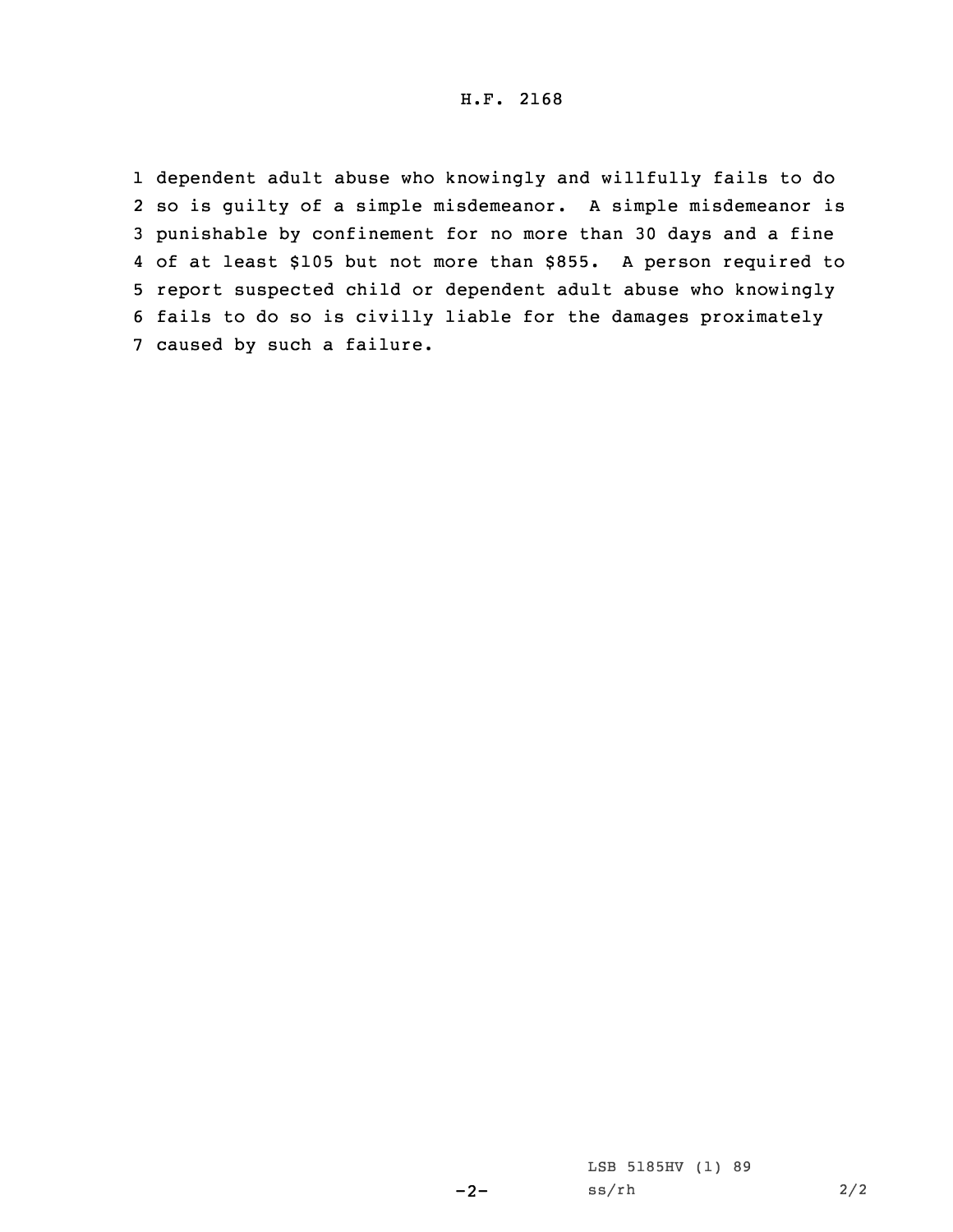dependent adult abuse who knowingly and willfully fails to do so is guilty of a simple misdemeanor. A simple misdemeanor is punishable by confinement for no more than 30 days and a fine of at least $105 but not more than $855. A person required to report suspected child or dependent adult abuse who knowingly fails to do so is civilly liable for the damages proximately caused by such a failure.